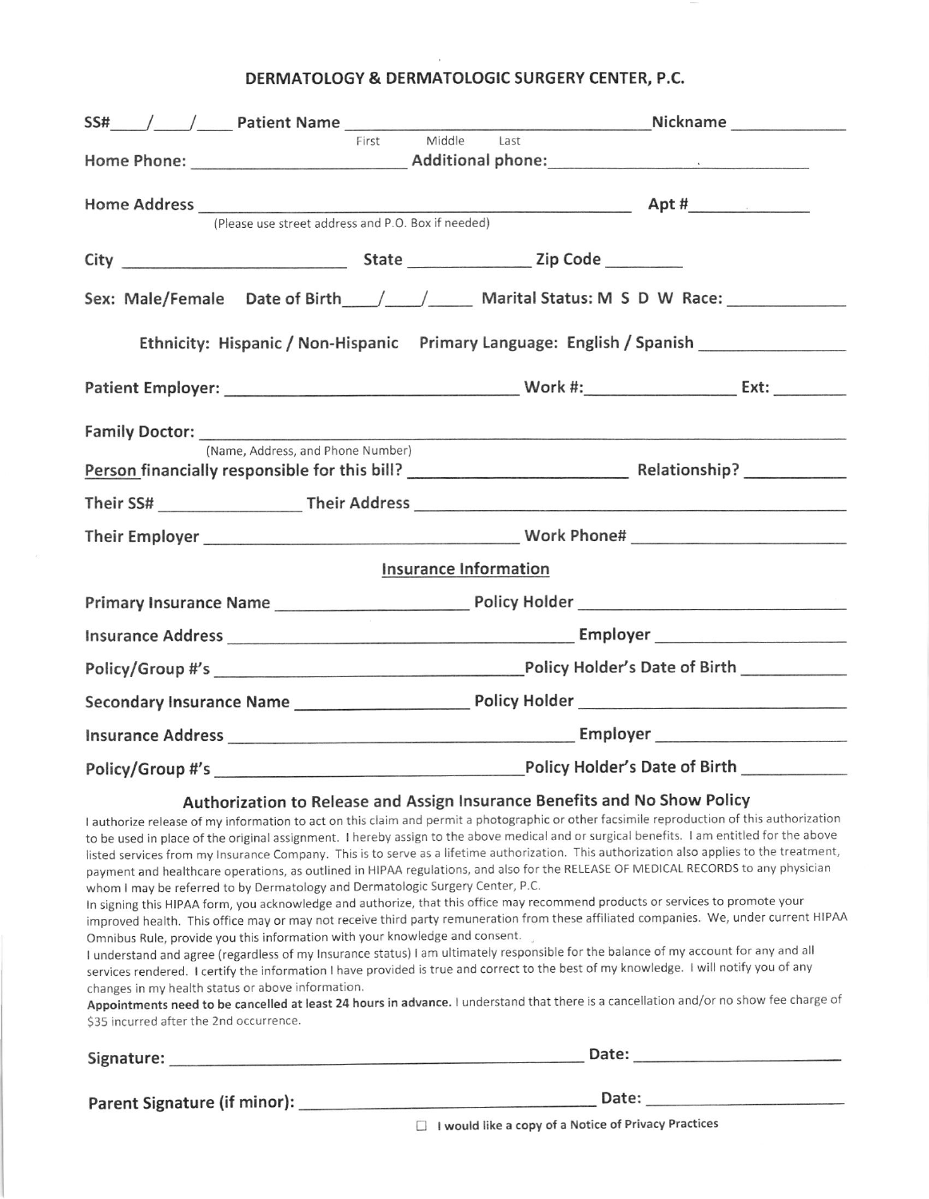# DERMATOLOGY & DERMATOLOGIC SURGERY CENTER, P.C.

**SS#**____/____/____ **Patient Name** ______________________________ **Nickname** ____________

First Middle Last

**Home Phone:** ________________________ **Additional phone:** ______________________________

**Home Address** ______________________________________________ **Apt #** ____________

(Please use street address and P.O. Box if needed)

**City** ________________________ **State** ______________ **Zip Code** ________

**Sex: Male/Female Date of Birth**____/____/_____ **Marital Status: M S D W Race:** ____________

**Ethnicity: Hispanic / Non-Hispanic Primary Language: English / Spanish** ______________

**Patient Employer:** ______________________________ **Work #:**________________ **Ext:** ________

**Family Doctor:** ______________________________________________________________

(Name, Address, and Phone Number)

**Person financially responsible for this bill?** ________________________ **Relationship?** __________

**Their SS#** ________________ **Their Address** ______________________________________________

**Their Employer** ______________________________ **Work Phone#** ______________________

## Insurance Information

**Primary Insurance Name** ____________________ **Policy Holder** ______________________________

**Insurance Address** ______________________________________ **Employer** ____________________

**Policy/Group #'s** ______________________________ **Policy Holder's Date of Birth** ___________

**Secondary Insurance Name** __________________ **Policy Holder** ______________________________

**Insurance Address** ______________________________________ **Employer** ____________________

**Policy/Group #'s** ______________________________ **Policy Holder's Date of Birth** ___________

## Authorization to Release and Assign Insurance Benefits and No Show Policy

I authorize release of my information to act on this claim and permit a photographic or other facsimile reproduction of this authorization to be used in place of the original assignment. I hereby assign to the above medical and or surgical benefits. I am entitled for the above listed services from my Insurance Company. This is to serve as a lifetime authorization. This authorization also applies to the treatment, payment and healthcare operations, as outlined in HIPAA regulations, and also for the RELEASE OF MEDICAL RECORDS to any physician whom I may be referred to by Dermatology and Dermatologic Surgery Center, P.C.

In signing this HIPAA form, you acknowledge and authorize, that this office may recommend products or services to promote your improved health. This office may or may not receive third party remuneration from these affiliated companies. We, under current HIPAA Omnibus Rule, provide you this information with your knowledge and consent.

I understand and agree (regardless of my Insurance status) I am ultimately responsible for the balance of my account for any and all services rendered. I certify the information I have provided is true and correct to the best of my knowledge. I will notify you of any changes in my health status or above information.

**Appointments need to be cancelled at least 24 hours in advance.** I understand that there is a cancellation and/or no show fee charge of $35 incurred after the 2nd occurrence.

**Signature:** ______________________________________________ **Date:** ____________________

**Parent Signature (if minor):** ________________________________ **Date:** ____________________

☐ **I would like a copy of a Notice of Privacy Practices**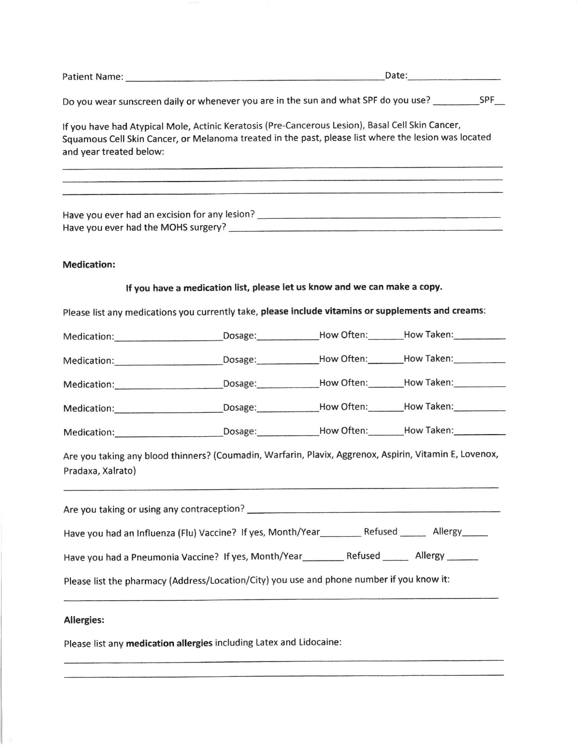Patient Name: ______________________________________________ Date: ________________

Do you wear sunscreen daily or whenever you are in the sun and what SPF do you use? _________ SPF__

If you have had Atypical Mole, Actinic Keratosis (Pre-Cancerous Lesion), Basal Cell Skin Cancer, Squamous Cell Skin Cancer, or Melanoma treated in the past, please list where the lesion was located and year treated below:

______________________________________________________________________________

______________________________________________________________________________

______________________________________________________________________________

Have you ever had an excision for any lesion? ____________________________________

Have you ever had the MOHS surgery? __________________________________________

**Medication:**

**If you have a medication list, please let us know and we can make a copy.**

Please list any medications you currently take, **please include vitamins or supplements and creams**:

Medication:____________________ Dosage:___________ How Often:_______ How Taken:__________

Medication:____________________ Dosage:___________ How Often:_______ How Taken:__________

Medication:____________________ Dosage:___________ How Often:_______ How Taken:__________

Medication:____________________ Dosage:___________ How Often:_______ How Taken:__________

Medication:____________________ Dosage:___________ How Often:_______ How Taken:__________

Are you taking any blood thinners? (Coumadin, Warfarin, Plavix, Aggrenox, Aspirin, Vitamin E, Lovenox, Pradaxa, Xalrato)

______________________________________________________________________________

Are you taking or using any contraception? ______________________________________

Have you had an Influenza (Flu) Vaccine? If yes, Month/Year________ Refused _____ Allergy_____

Have you had a Pneumonia Vaccine? If yes, Month/Year________ Refused _____ Allergy ______

Please list the pharmacy (Address/Location/City) you use and phone number if you know it:

______________________________________________________________________________

**Allergies:**

Please list any **medication allergies** including Latex and Lidocaine:

______________________________________________________________________________

______________________________________________________________________________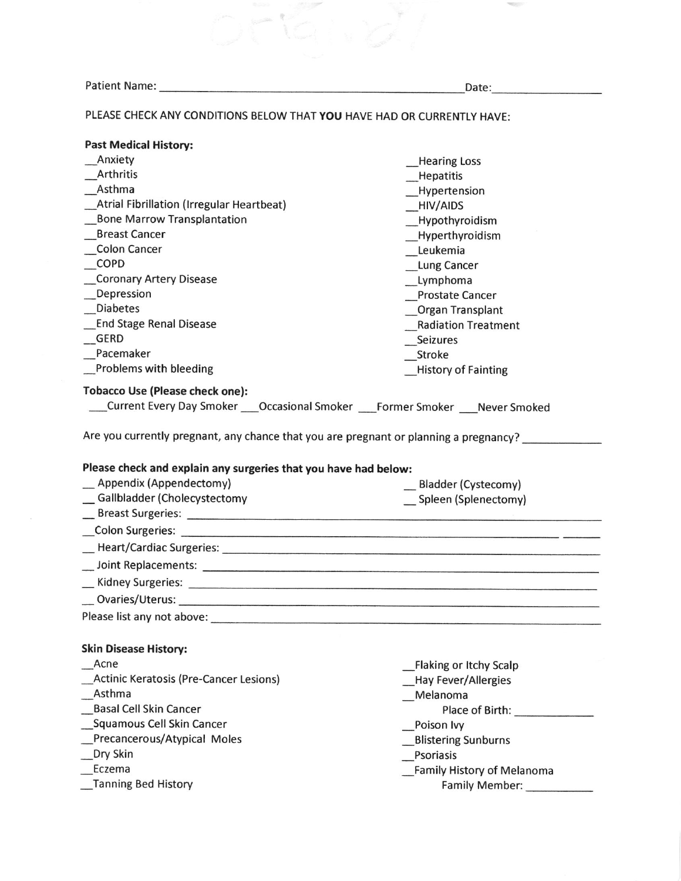Patient Name: ______________________________________________ Date: ________________

PLEASE CHECK ANY CONDITIONS BELOW THAT **YOU** HAVE HAD OR CURRENTLY HAVE:

**Past Medical History:**

__Anxiety
__Arthritis
__Asthma
__Atrial Fibrillation (Irregular Heartbeat)
__Bone Marrow Transplantation
__Breast Cancer
__Colon Cancer
__COPD
__Coronary Artery Disease
__Depression
__Diabetes
__End Stage Renal Disease
__GERD
__Pacemaker
__Problems with bleeding
__Hearing Loss
__Hepatitis
__Hypertension
__HIV/AIDS
__Hypothyroidism
__Hyperthyroidism
__Leukemia
__Lung Cancer
__Lymphoma
__Prostate Cancer
__Organ Transplant
__Radiation Treatment
__Seizures
__Stroke
__History of Fainting

**Tobacco Use (Please check one):**

___Current Every Day Smoker ___Occasional Smoker ___Former Smoker ___Never Smoked

Are you currently pregnant, any chance that you are pregnant or planning a pregnancy? ____________

**Please check and explain any surgeries that you have had below:**

__ Appendix (Appendectomy)
__ Gallbladder (Cholecystectomy
__ Bladder (Cystecomy)
__ Spleen (Splenectomy)
__ Breast Surgeries: ______________________________________________
__Colon Surgeries: ______________________________________________
__ Heart/Cardiac Surgeries: ______________________________________________
__ Joint Replacements: ______________________________________________
__ Kidney Surgeries: ______________________________________________
__ Ovaries/Uterus: ______________________________________________
Please list any not above: ______________________________________________

**Skin Disease History:**

__Acne
__Actinic Keratosis (Pre-Cancer Lesions)
__Asthma
__Basal Cell Skin Cancer
__Squamous Cell Skin Cancer
__Precancerous/Atypical Moles
__Dry Skin
__Eczema
__Tanning Bed History
__Flaking or Itchy Scalp
__Hay Fever/Allergies
__Melanoma
Place of Birth: ____________
__Poison Ivy
__Blistering Sunburns
__Psoriasis
__Family History of Melanoma
Family Member: __________